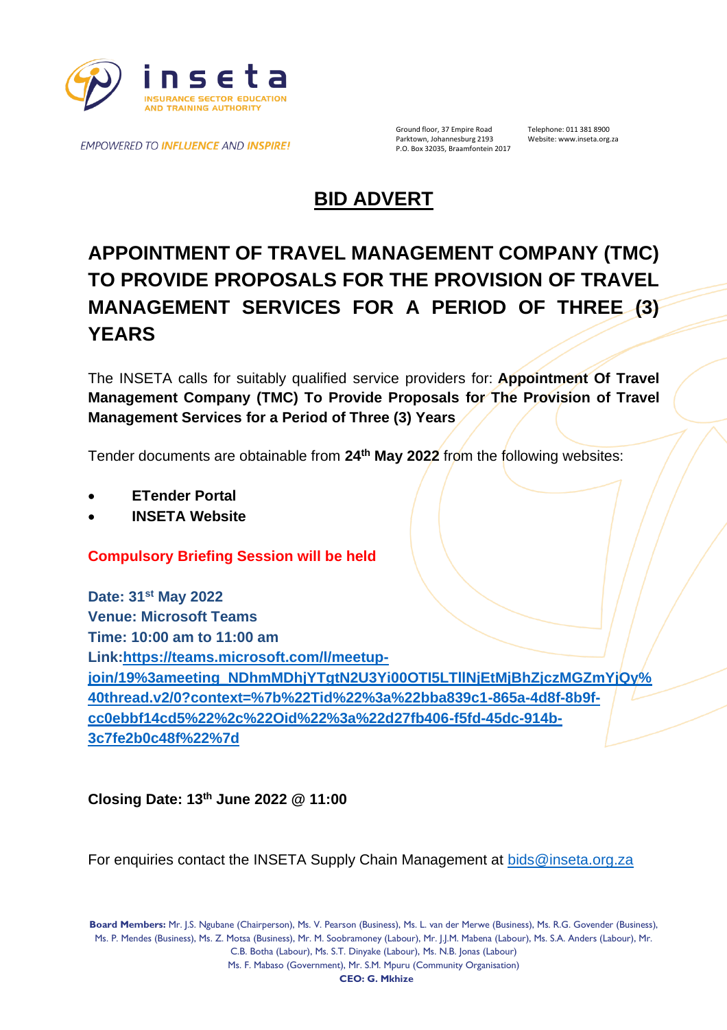inseta

INSURANCE SECTOR EDUCATION AND TRAINING AUTHORITY

EMPOWERED TO *INFLUENCE* AND *INSPIRE!*

Ground floor, 37 Empire Road
Parktown, Johannesburg 2193
P.O. Box 32035, Braamfontein 2017

Telephone: 011 381 8900
Website: www.inseta.org.za

# BID ADVERT

## APPOINTMENT OF TRAVEL MANAGEMENT COMPANY (TMC) TO PROVIDE PROPOSALS FOR THE PROVISION OF TRAVEL MANAGEMENT SERVICES FOR A PERIOD OF THREE (3) YEARS

The INSETA calls for suitably qualified service providers for: **Appointment Of Travel Management Company (TMC) To Provide Proposals for The Provision of Travel Management Services for a Period of Three (3) Years**

Tender documents are obtainable from **24th May 2022** from the following websites:

- **ETender Portal**
- **INSETA Website**

**Compulsory Briefing Session will be held**

**Date: 31st May 2022**
**Venue: Microsoft Teams**
**Time: 10:00 am to 11:00 am**
**Link:https://teams.microsoft.com/l/meetup-join/19%3ameeting_NDhmMDhjYTgtN2U3Yi00OTI5LTllNjEtMjBhZjczMGZmYjQy%40thread.v2/0?context=%7b%22Tid%22%3a%22bba839c1-865a-4d8f-8b9f-cc0ebbf14cd5%22%2c%22Oid%22%3a%22d27fb406-f5fd-45dc-914b-3c7fe2b0c48f%22%7d**

**Closing Date: 13th June 2022 @ 11:00**

For enquiries contact the INSETA Supply Chain Management at bids@inseta.org.za

**Board Members:** Mr. J.S. Ngubane (Chairperson), Ms. V. Pearson (Business), Ms. L. van der Merwe (Business), Ms. R.G. Govender (Business), Ms. P. Mendes (Business), Ms. Z. Motsa (Business), Mr. M. Soobramoney (Labour), Mr. J.J.M. Mabena (Labour), Ms. S.A. Anders (Labour), Mr. C.B. Botha (Labour), Ms. S.T. Dinyake (Labour), Ms. N.B. Jonas (Labour)
Ms. F. Mabaso (Government), Mr. S.M. Mpuru (Community Organisation)
**CEO: G. Mkhize**